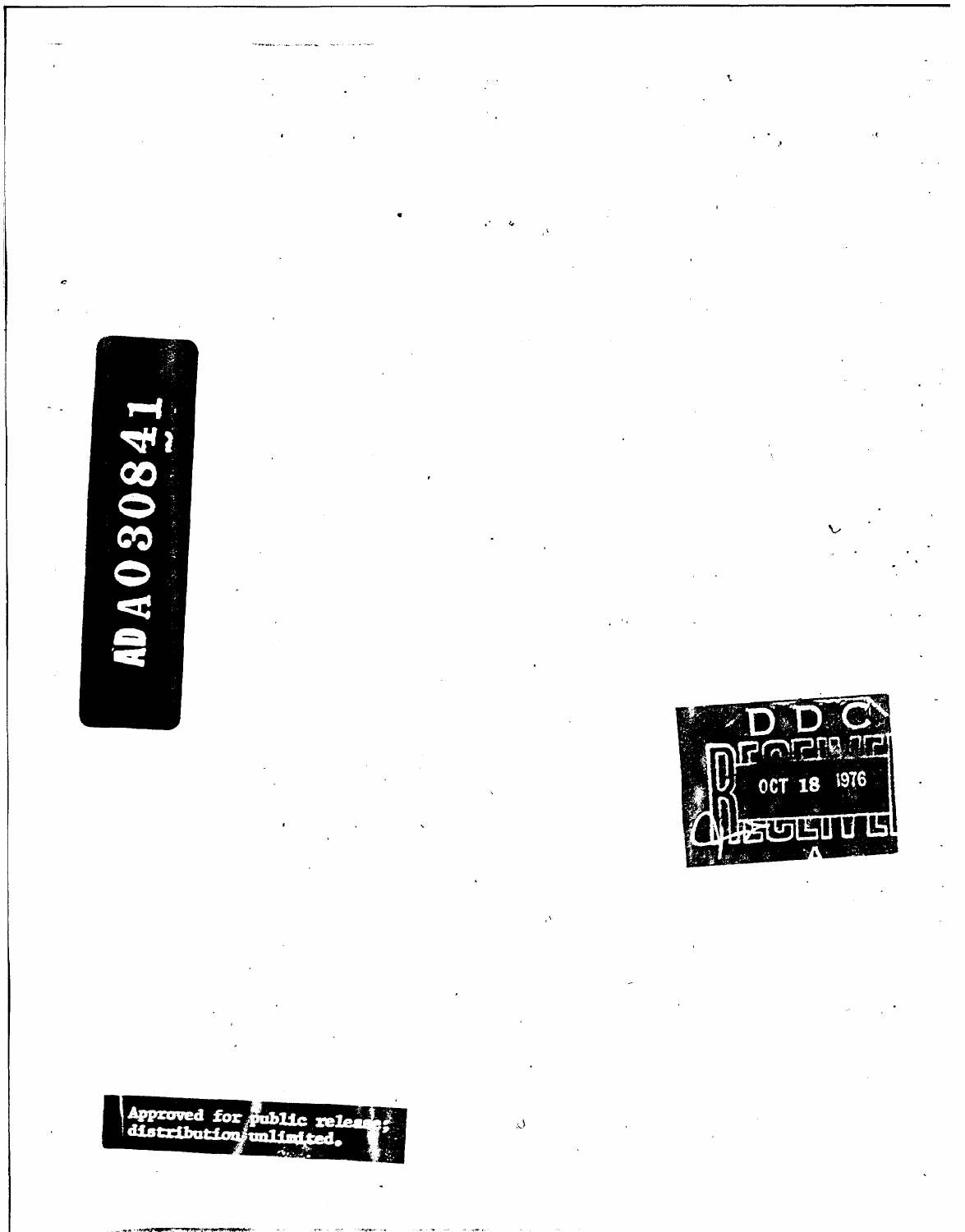ADA030841

DDC
OCT 18 1976
A

Approved for public release;
distribution unlimited.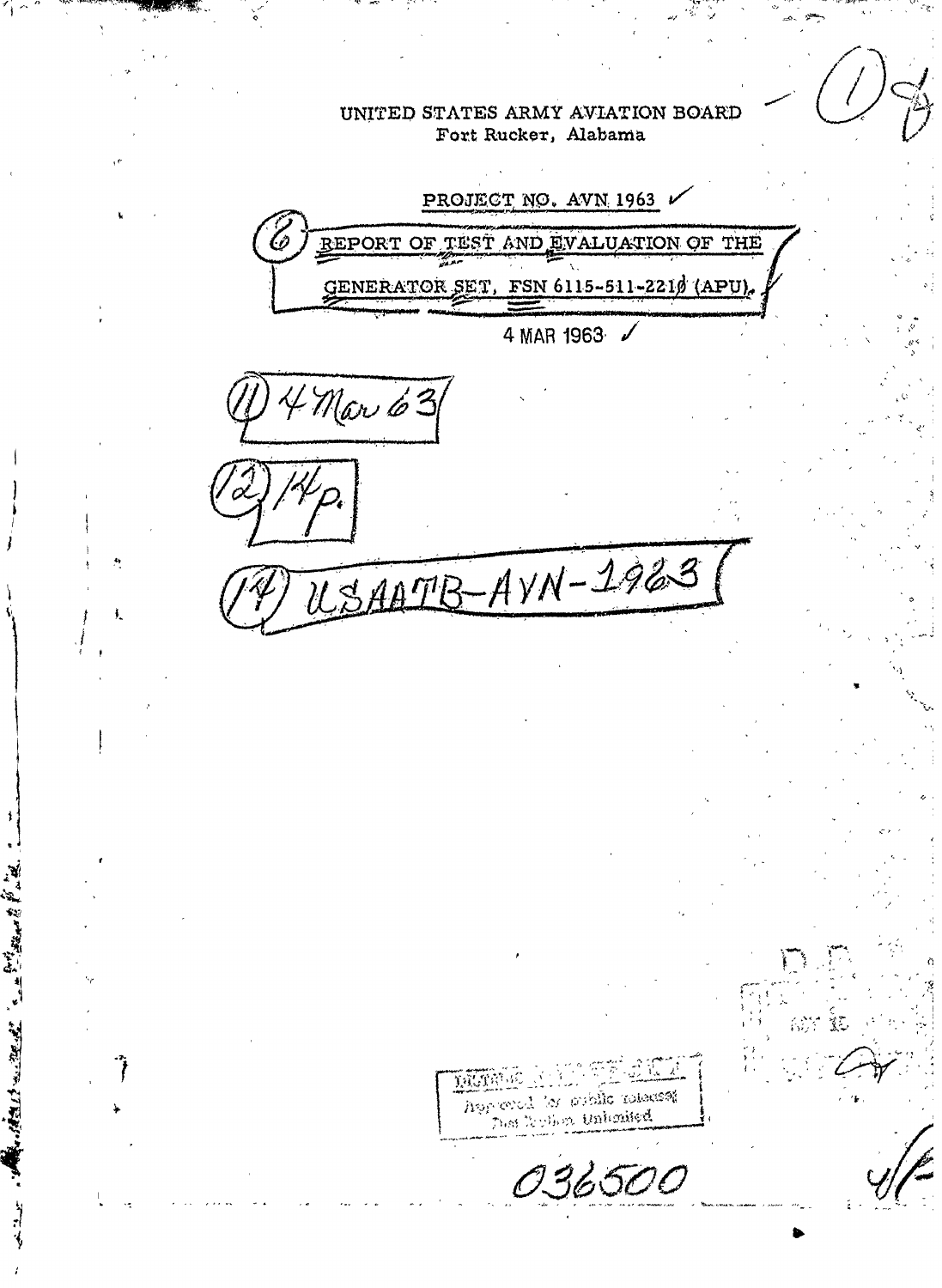UNITED STATES ARMY AVIATION BOARD
Fort Rucker, Alabama

PROJECT NO. AVN 1963

REPORT OF TEST AND EVALUATION OF THE GENERATOR SET, FSN 6115-511-2210 (APU)

4 MAR 1963

(11) 4 Mar 63

(12) 14p.

(14) USAATB-AVN-1963

Approved for public release; Distribution Unlimited

036500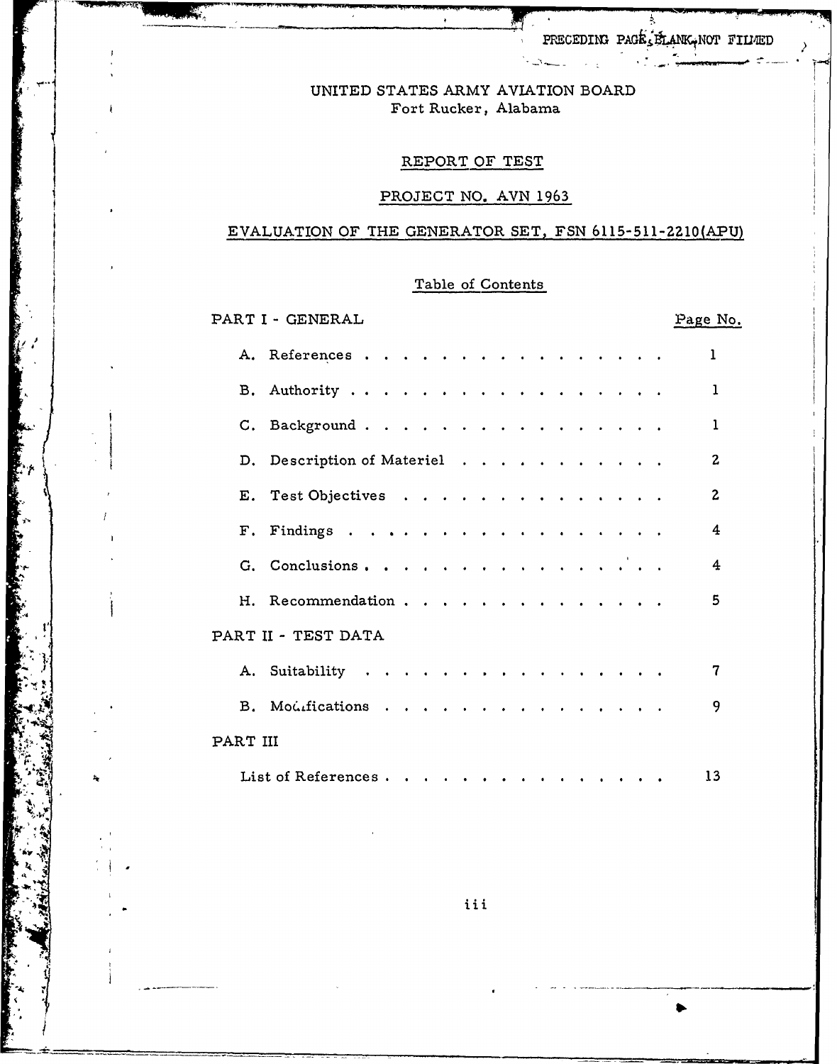PRECEDING PAGE BLANK-NOT FILMED

UNITED STATES ARMY AVIATION BOARD
Fort Rucker, Alabama

REPORT OF TEST

PROJECT NO. AVN 1963

EVALUATION OF THE GENERATOR SET, FSN 6115-511-2210(APU)

Table of Contents

| PART I - GENERAL | Page No. |
|---|---|
| A. References | 1 |
| B. Authority | 1 |
| C. Background | 1 |
| D. Description of Materiel | 2 |
| E. Test Objectives | 2 |
| F. Findings | 4 |
| G. Conclusions | 4 |
| H. Recommendation | 5 |
| **PART II - TEST DATA** | |
| A. Suitability | 7 |
| B. Modifications | 9 |
| **PART III** | |
| List of References | 13 |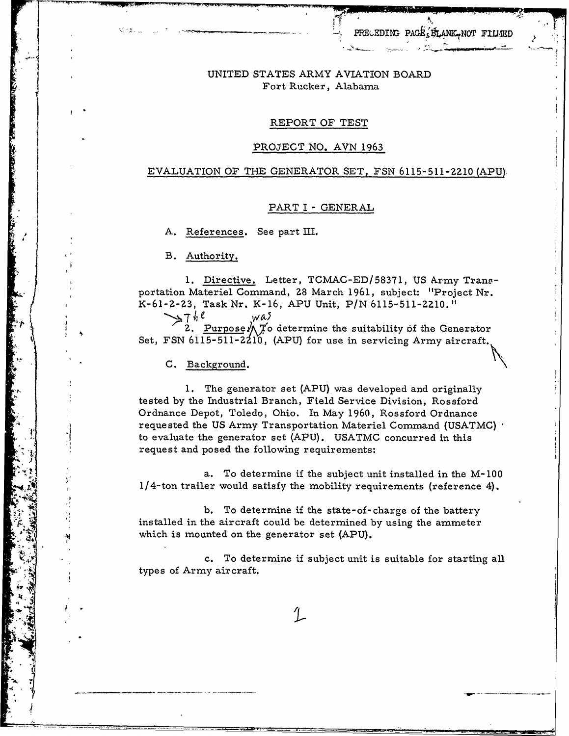UNITED STATES ARMY AVIATION BOARD
Fort Rucker, Alabama

REPORT OF TEST

PROJECT NO. AVN 1963

EVALUATION OF THE GENERATOR SET, FSN 6115-511-2210 (APU)

## PART I - GENERAL

A. References. See part III.

B. Authority.

1. Directive. Letter, TCMAC-ED/58371, US Army Transportation Materiel Command, 28 March 1961, subject: "Project Nr. K-61-2-23, Task Nr. K-16, APU Unit, P/N 6115-511-2210."

2. Purpose. The purpose was to determine the suitability of the Generator Set, FSN 6115-511-2210, (APU) for use in servicing Army aircraft.

C. Background.

1. The generator set (APU) was developed and originally tested by the Industrial Branch, Field Service Division, Rossford Ordnance Depot, Toledo, Ohio. In May 1960, Rossford Ordnance requested the US Army Transportation Materiel Command (USATMC) to evaluate the generator set (APU). USATMC concurred in this request and posed the following requirements:

a. To determine if the subject unit installed in the M-100 1/4-ton trailer would satisfy the mobility requirements (reference 4).

b. To determine if the state-of-charge of the battery installed in the aircraft could be determined by using the ammeter which is mounted on the generator set (APU).

c. To determine if subject unit is suitable for starting all types of Army aircraft.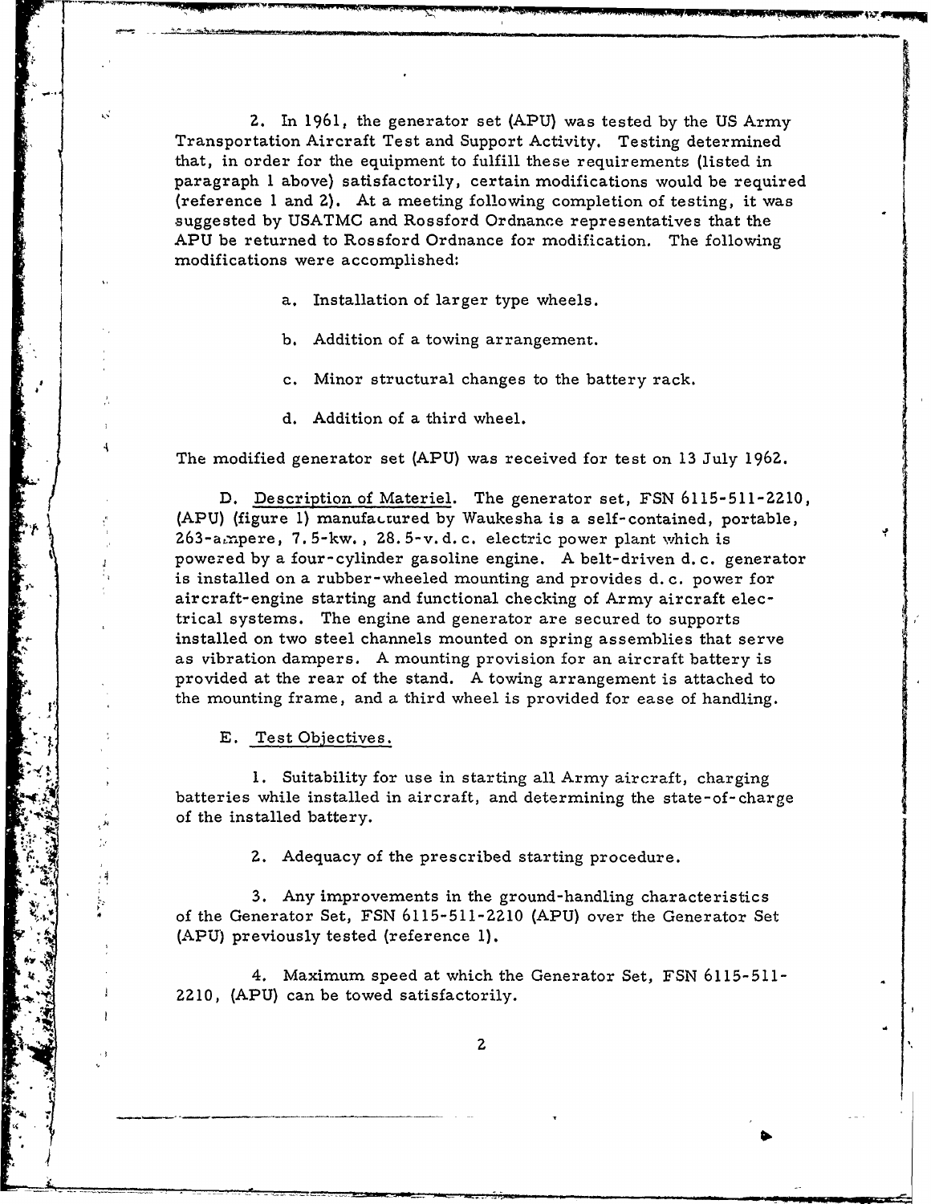2. In 1961, the generator set (APU) was tested by the US Army Transportation Aircraft Test and Support Activity. Testing determined that, in order for the equipment to fulfill these requirements (listed in paragraph 1 above) satisfactorily, certain modifications would be required (reference 1 and 2). At a meeting following completion of testing, it was suggested by USATMC and Rossford Ordnance representatives that the APU be returned to Rossford Ordnance for modification. The following modifications were accomplished:

a. Installation of larger type wheels.

b. Addition of a towing arrangement.

c. Minor structural changes to the battery rack.

d. Addition of a third wheel.

The modified generator set (APU) was received for test on 13 July 1962.

D. Description of Materiel. The generator set, FSN 6115-511-2210, (APU) (figure 1) manufactured by Waukesha is a self-contained, portable, 263-ampere, 7.5-kw., 28.5-v.d.c. electric power plant which is powered by a four-cylinder gasoline engine. A belt-driven d.c. generator is installed on a rubber-wheeled mounting and provides d.c. power for aircraft-engine starting and functional checking of Army aircraft electrical systems. The engine and generator are secured to supports installed on two steel channels mounted on spring assemblies that serve as vibration dampers. A mounting provision for an aircraft battery is provided at the rear of the stand. A towing arrangement is attached to the mounting frame, and a third wheel is provided for ease of handling.

E. Test Objectives.

1. Suitability for use in starting all Army aircraft, charging batteries while installed in aircraft, and determining the state-of-charge of the installed battery.

2. Adequacy of the prescribed starting procedure.

3. Any improvements in the ground-handling characteristics of the Generator Set, FSN 6115-511-2210 (APU) over the Generator Set (APU) previously tested (reference 1).

4. Maximum speed at which the Generator Set, FSN 6115-511-2210, (APU) can be towed satisfactorily.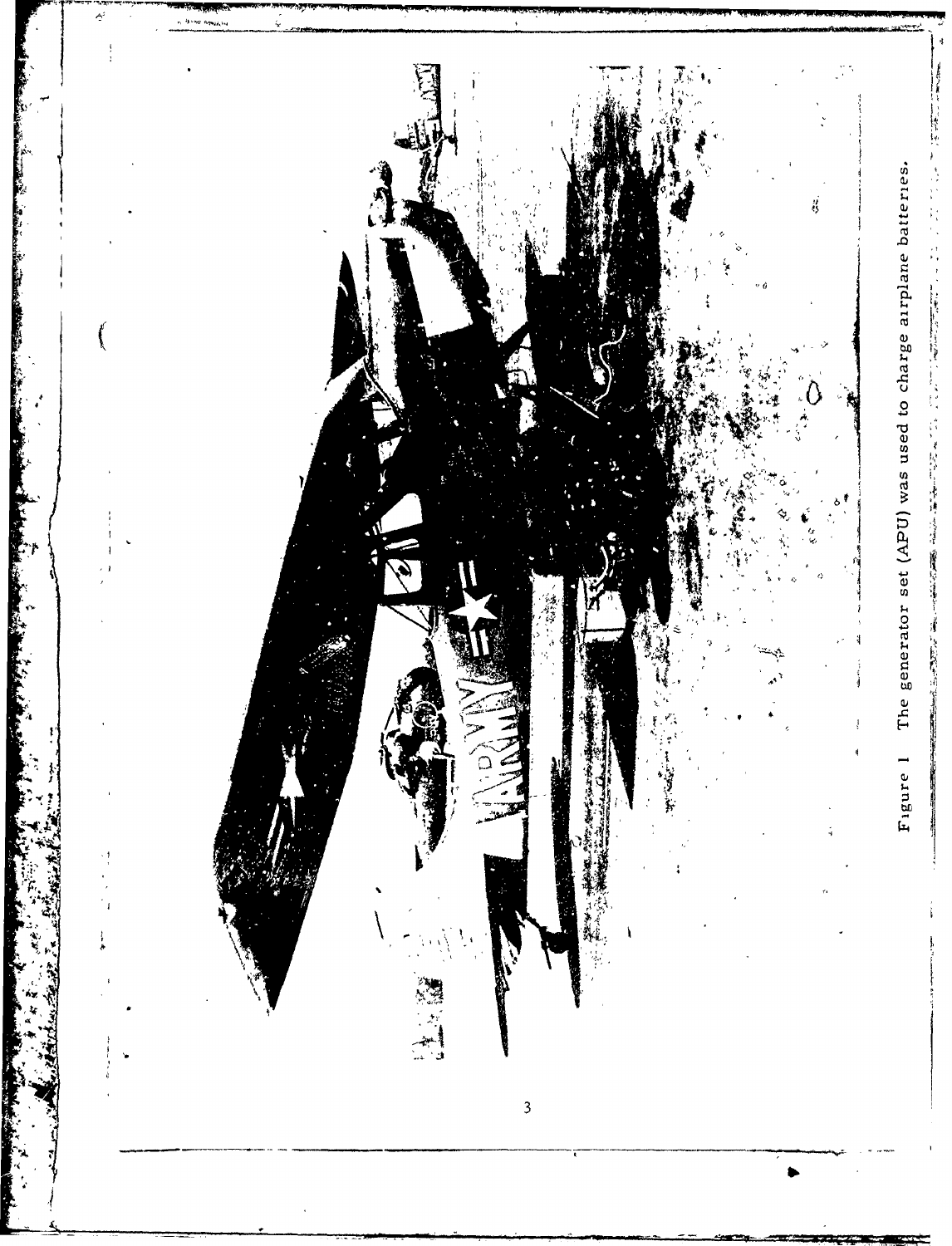Figure 1  The generator set (APU) was used to charge airplane batteries.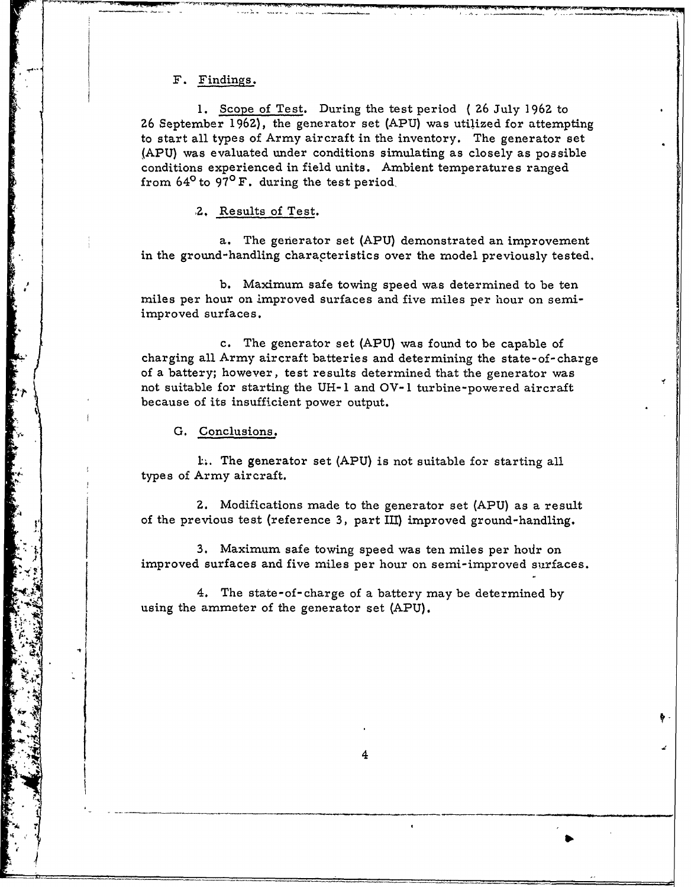F. Findings.

1. Scope of Test. During the test period (26 July 1962 to 26 September 1962), the generator set (APU) was utilized for attempting to start all types of Army aircraft in the inventory. The generator set (APU) was evaluated under conditions simulating as closely as possible conditions experienced in field units. Ambient temperatures ranged from 64° to 97° F. during the test period.

2. Results of Test.

a. The generator set (APU) demonstrated an improvement in the ground-handling characteristics over the model previously tested.

b. Maximum safe towing speed was determined to be ten miles per hour on improved surfaces and five miles per hour on semi-improved surfaces.

c. The generator set (APU) was found to be capable of charging all Army aircraft batteries and determining the state-of-charge of a battery; however, test results determined that the generator was not suitable for starting the UH-1 and OV-1 turbine-powered aircraft because of its insufficient power output.

G. Conclusions.

1. The generator set (APU) is not suitable for starting all types of Army aircraft.

2. Modifications made to the generator set (APU) as a result of the previous test (reference 3, part III) improved ground-handling.

3. Maximum safe towing speed was ten miles per hour on improved surfaces and five miles per hour on semi-improved surfaces.

4. The state-of-charge of a battery may be determined by using the ammeter of the generator set (APU).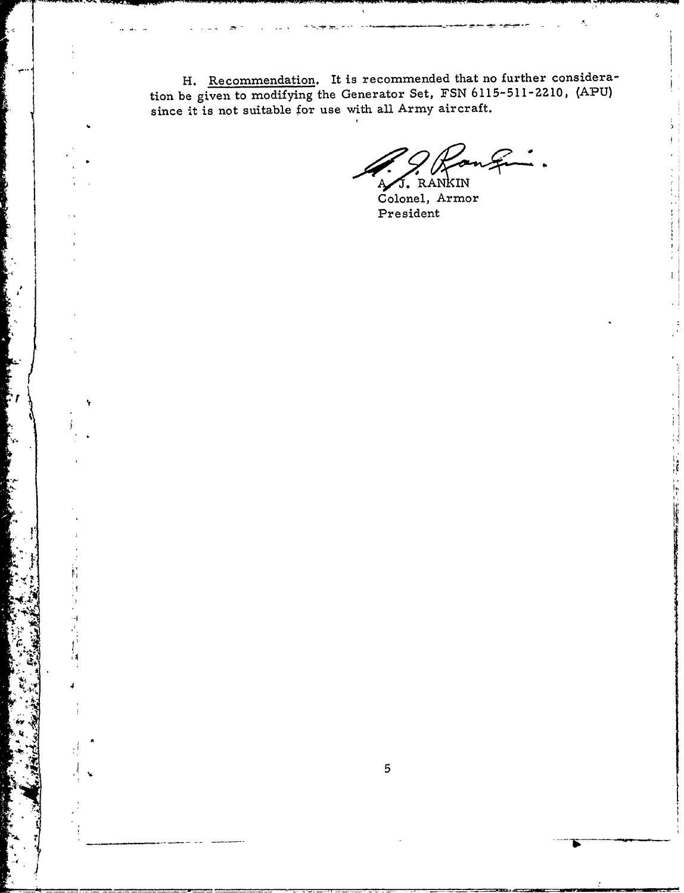H. <u>Recommendation</u>. It is recommended that no further consideration be given to modifying the Generator Set, FSN 6115-511-2210, (APU) since it is not suitable for use with all Army aircraft.

A. J. RANKIN
Colonel, Armor
President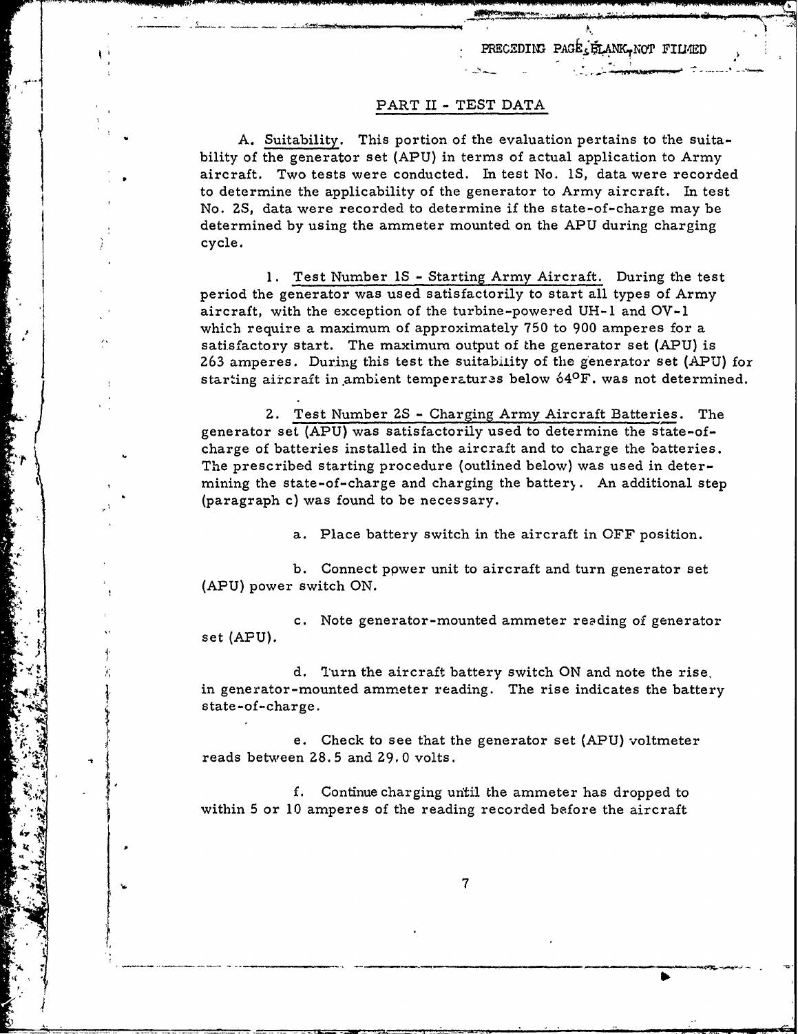PRECEDING PAGE BLANK, NOT FILMED

## PART II - TEST DATA

A. Suitability. This portion of the evaluation pertains to the suitability of the generator set (APU) in terms of actual application to Army aircraft. Two tests were conducted. In test No. 1S, data were recorded to determine the applicability of the generator to Army aircraft. In test No. 2S, data were recorded to determine if the state-of-charge may be determined by using the ammeter mounted on the APU during charging cycle.

1. Test Number 1S - Starting Army Aircraft. During the test period the generator was used satisfactorily to start all types of Army aircraft, with the exception of the turbine-powered UH-1 and OV-1 which require a maximum of approximately 750 to 900 amperes for a satisfactory start. The maximum output of the generator set (APU) is 263 amperes. During this test the suitability of the generator set (APU) for starting aircraft in ambient temperatures below 64°F. was not determined.

2. Test Number 2S - Charging Army Aircraft Batteries. The generator set (APU) was satisfactorily used to determine the state-of-charge of batteries installed in the aircraft and to charge the batteries. The prescribed starting procedure (outlined below) was used in determining the state-of-charge and charging the battery. An additional step (paragraph c) was found to be necessary.

a. Place battery switch in the aircraft in OFF position.

b. Connect power unit to aircraft and turn generator set (APU) power switch ON.

c. Note generator-mounted ammeter reading of generator set (APU).

d. Turn the aircraft battery switch ON and note the rise in generator-mounted ammeter reading. The rise indicates the battery state-of-charge.

e. Check to see that the generator set (APU) voltmeter reads between 28.5 and 29.0 volts.

f. Continue charging until the ammeter has dropped to within 5 or 10 amperes of the reading recorded before the aircraft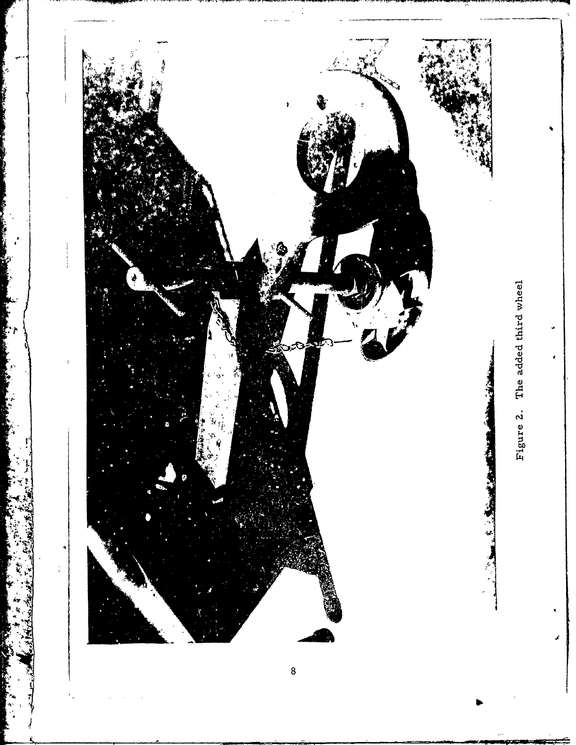Figure 2. The added third wheel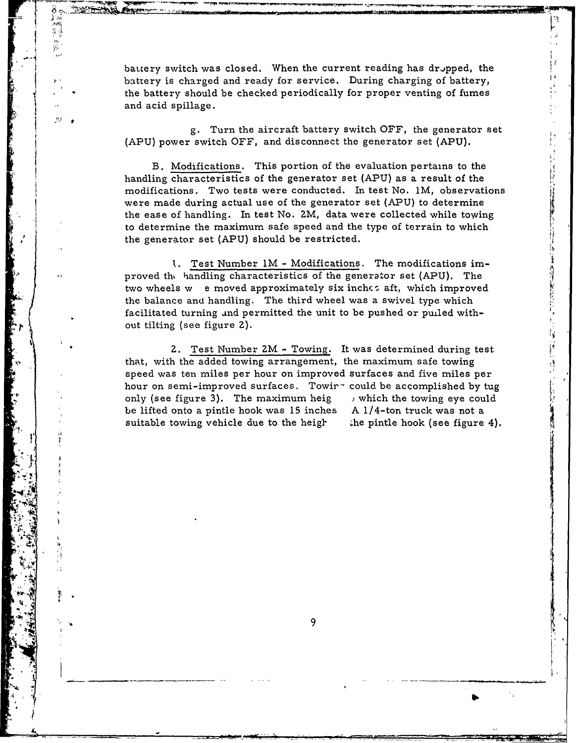battery switch was closed. When the current reading has dropped, the battery is charged and ready for service. During charging of battery, the battery should be checked periodically for proper venting of fumes and acid spillage.

g. Turn the aircraft battery switch OFF, the generator set (APU) power switch OFF, and disconnect the generator set (APU).

B. Modifications. This portion of the evaluation pertains to the handling characteristics of the generator set (APU) as a result of the modifications. Two tests were conducted. In test No. 1M, observations were made during actual use of the generator set (APU) to determine the ease of handling. In test No. 2M, data were collected while towing to determine the maximum safe speed and the type of terrain to which the generator set (APU) should be restricted.

1. Test Number 1M - Modifications. The modifications improved the handling characteristics of the generator set (APU). The two wheels were moved approximately six inches aft, which improved the balance and handling. The third wheel was a swivel type which facilitated turning and permitted the unit to be pushed or pulled without tilting (see figure 2).

2. Test Number 2M - Towing. It was determined during test that, with the added towing arrangement, the maximum safe towing speed was ten miles per hour on improved surfaces and five miles per hour on semi-improved surfaces. Towing could be accomplished by tug only (see figure 3). The maximum height to which the towing eye could be lifted onto a pintle hook was 15 inches. A 1/4-ton truck was not a suitable towing vehicle due to the height of the pintle hook (see figure 4).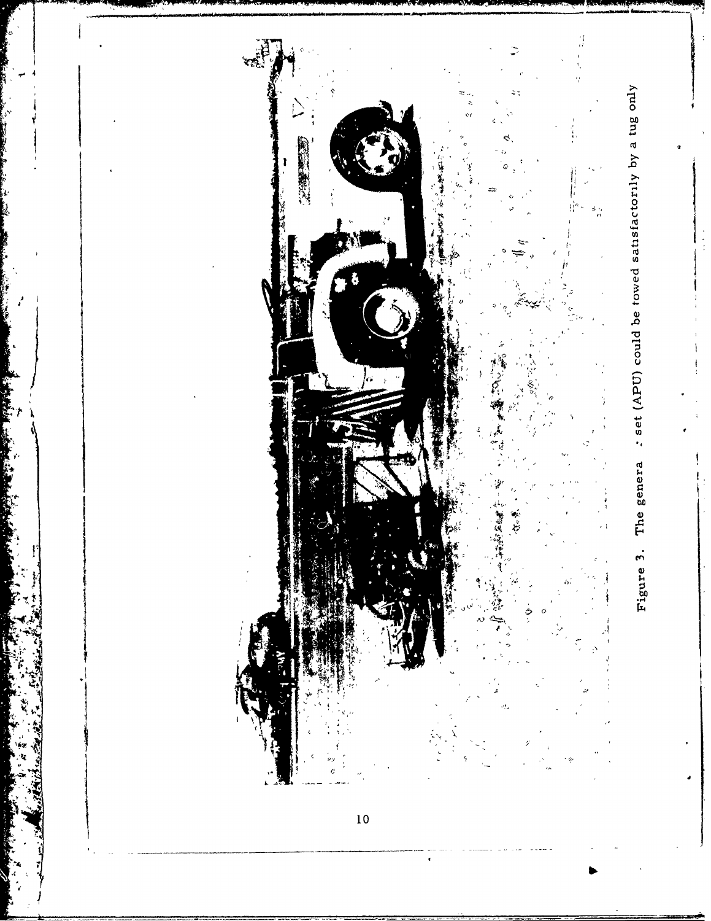Figure 3. The genera : set (APU) could be towed satisfactorily by a tug only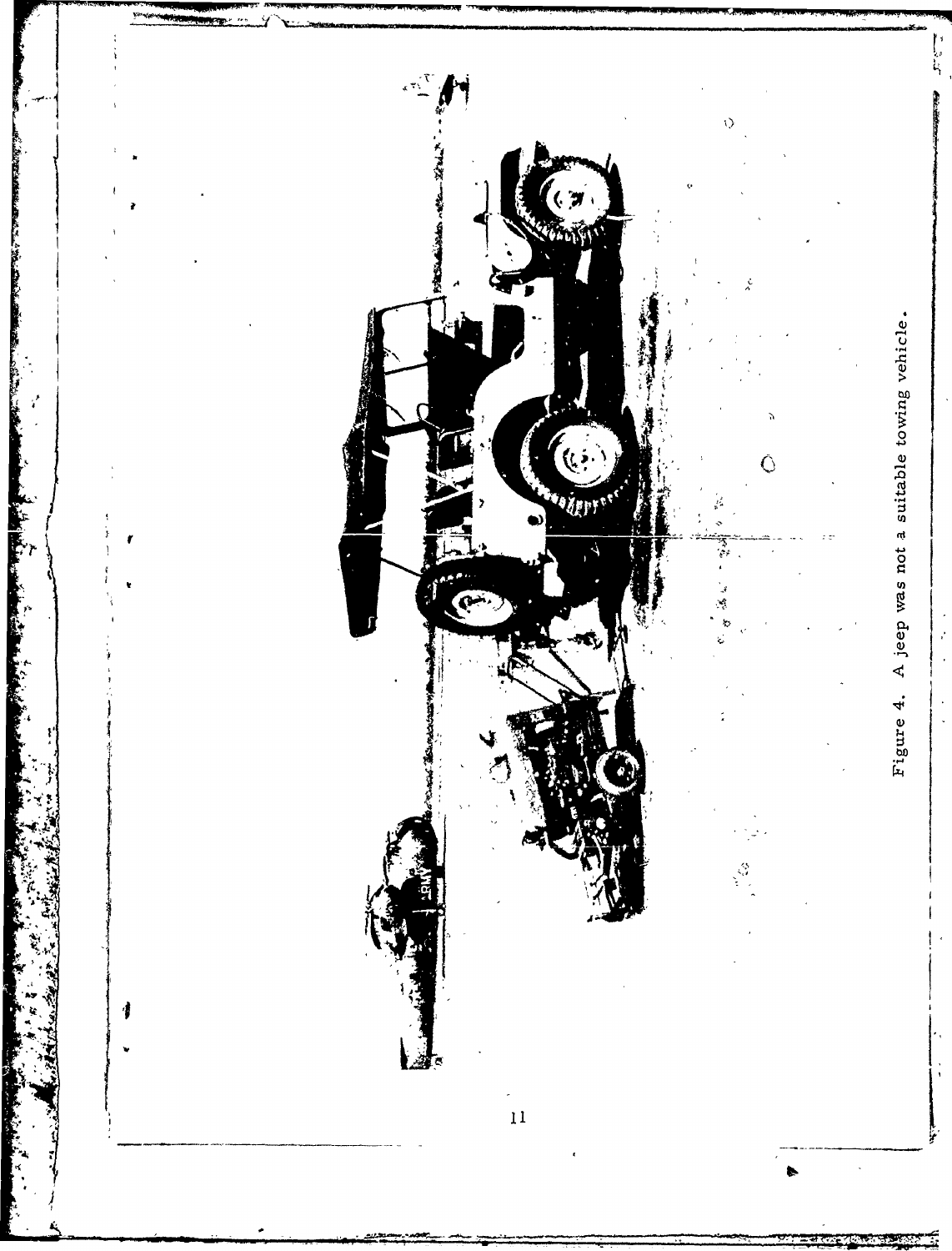Figure 4. A jeep was not a suitable towing vehicle.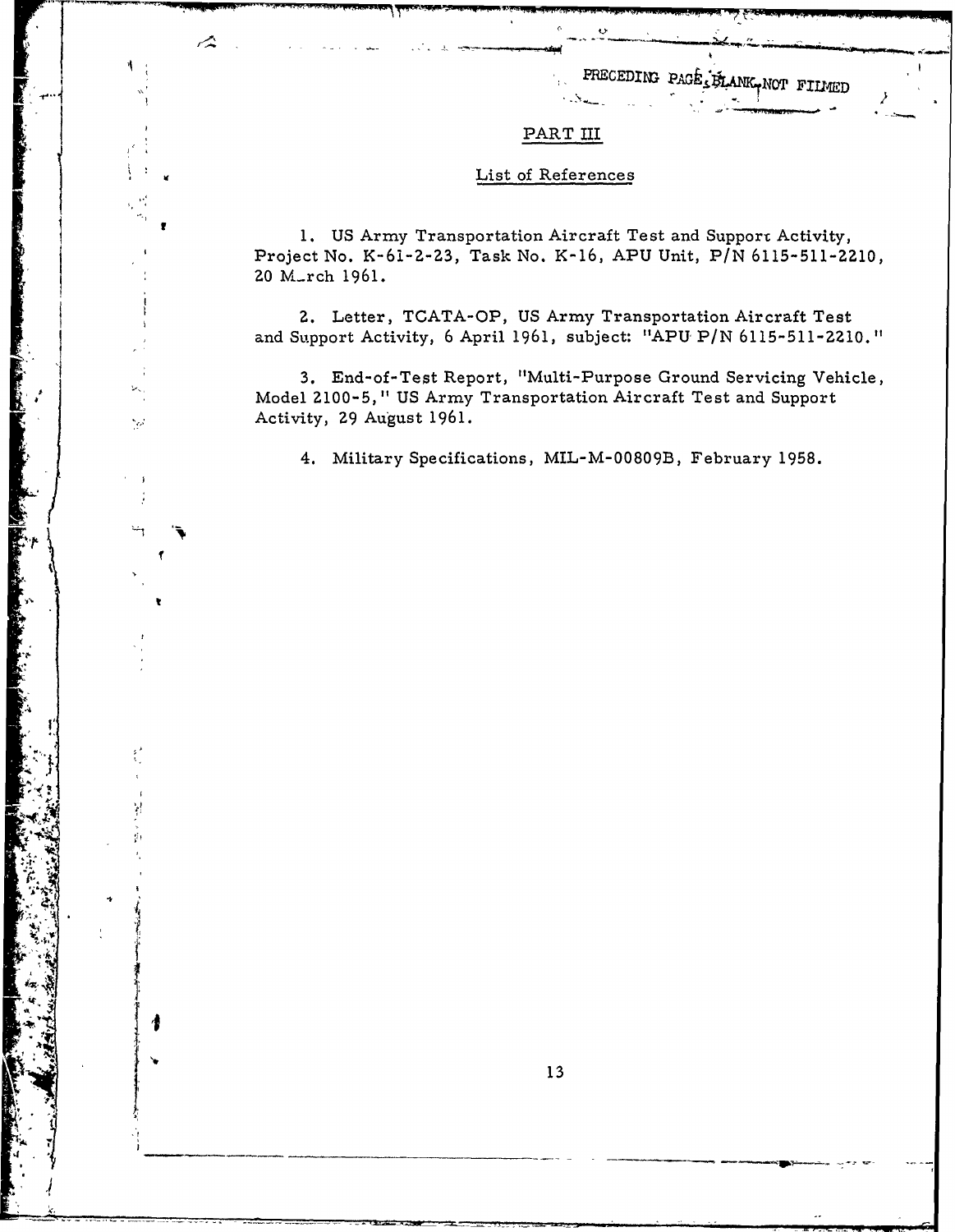PRECEDING PAGE BLANK NOT FILMED

## PART III

### List of References

1. US Army Transportation Aircraft Test and Support Activity, Project No. K-61-2-23, Task No. K-16, APU Unit, P/N 6115-511-2210, 20 March 1961.

2. Letter, TCATA-OP, US Army Transportation Aircraft Test and Support Activity, 6 April 1961, subject: "APU P/N 6115-511-2210."

3. End-of-Test Report, "Multi-Purpose Ground Servicing Vehicle, Model 2100-5," US Army Transportation Aircraft Test and Support Activity, 29 August 1961.

4. Military Specifications, MIL-M-00809B, February 1958.